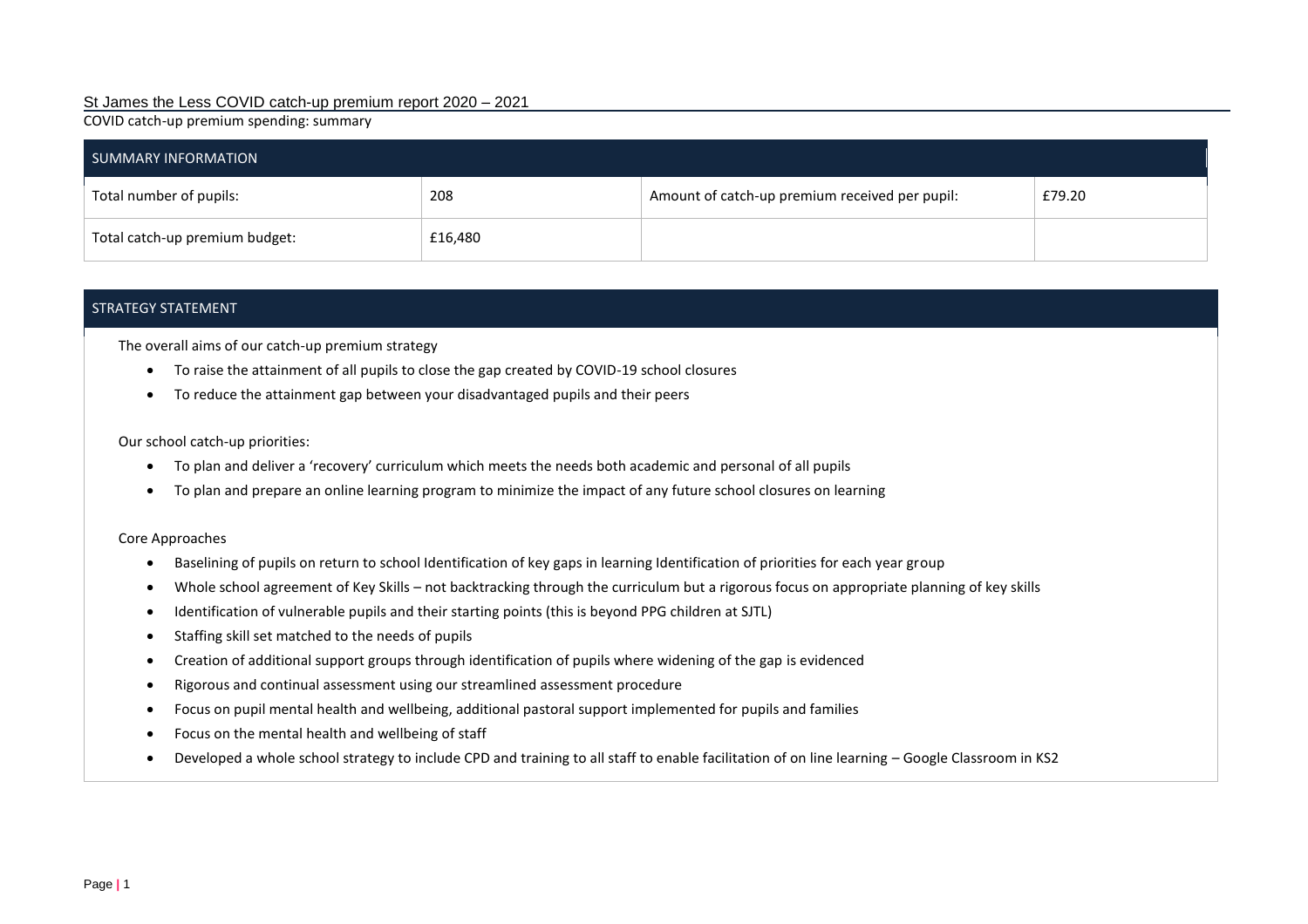# St James the Less COVID catch-up premium report 2020 – 2021

COVID catch-up premium spending: summary

| SUMMARY INFORMATION | | | |
|---|---|---|---|
| Total number of pupils: | 208 | Amount of catch-up premium received per pupil: | £79.20 |
| Total catch-up premium budget: | £16,480 | | |

## STRATEGY STATEMENT

The overall aims of our catch-up premium strategy

- To raise the attainment of all pupils to close the gap created by COVID-19 school closures
- To reduce the attainment gap between your disadvantaged pupils and their peers

Our school catch-up priorities:

- To plan and deliver a 'recovery' curriculum which meets the needs both academic and personal of all pupils
- To plan and prepare an online learning program to minimize the impact of any future school closures on learning

Core Approaches

- Baselining of pupils on return to school Identification of key gaps in learning Identification of priorities for each year group
- Whole school agreement of Key Skills – not backtracking through the curriculum but a rigorous focus on appropriate planning of key skills
- Identification of vulnerable pupils and their starting points (this is beyond PPG children at SJTL)
- Staffing skill set matched to the needs of pupils
- Creation of additional support groups through identification of pupils where widening of the gap is evidenced
- Rigorous and continual assessment using our streamlined assessment procedure
- Focus on pupil mental health and wellbeing, additional pastoral support implemented for pupils and families
- Focus on the mental health and wellbeing of staff
- Developed a whole school strategy to include CPD and training to all staff to enable facilitation of on line learning – Google Classroom in KS2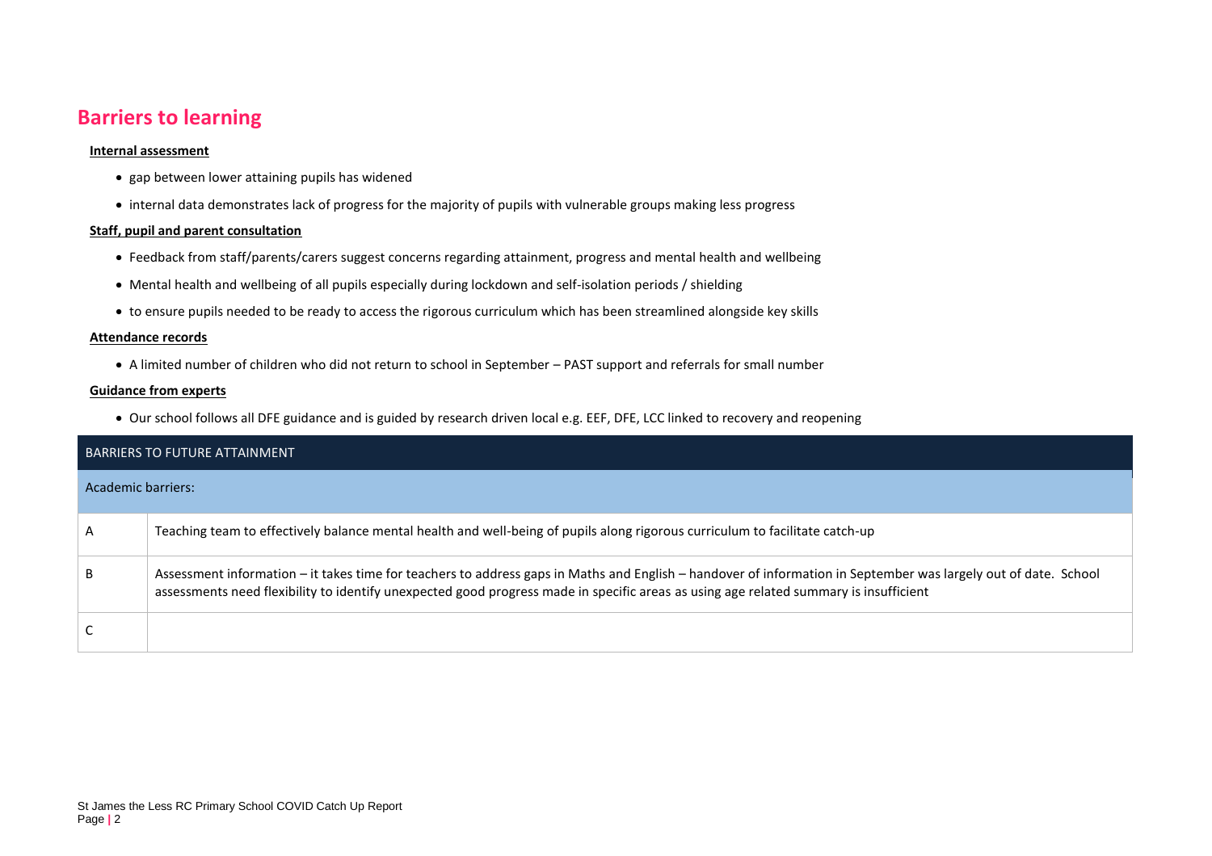## Barriers to learning

**Internal assessment**

- gap between lower attaining pupils has widened
- internal data demonstrates lack of progress for the majority of pupils with vulnerable groups making less progress

**Staff, pupil and parent consultation**

- Feedback from staff/parents/carers suggest concerns regarding attainment, progress and mental health and wellbeing
- Mental health and wellbeing of all pupils especially during lockdown and self-isolation periods / shielding
- to ensure pupils needed to be ready to access the rigorous curriculum which has been streamlined alongside key skills

**Attendance records**

- A limited number of children who did not return to school in September – PAST support and referrals for small number

**Guidance from experts**

- Our school follows all DFE guidance and is guided by research driven local e.g. EEF, DFE, LCC linked to recovery and reopening

| BARRIERS TO FUTURE ATTAINMENT | |
|---|---|
| Academic barriers: | |
| A | Teaching team to effectively balance mental health and well-being of pupils along rigorous curriculum to facilitate catch-up |
| B | Assessment information – it takes time for teachers to address gaps in Maths and English – handover of information in September was largely out of date. School assessments need flexibility to identify unexpected good progress made in specific areas as using age related summary is insufficient |
| C | |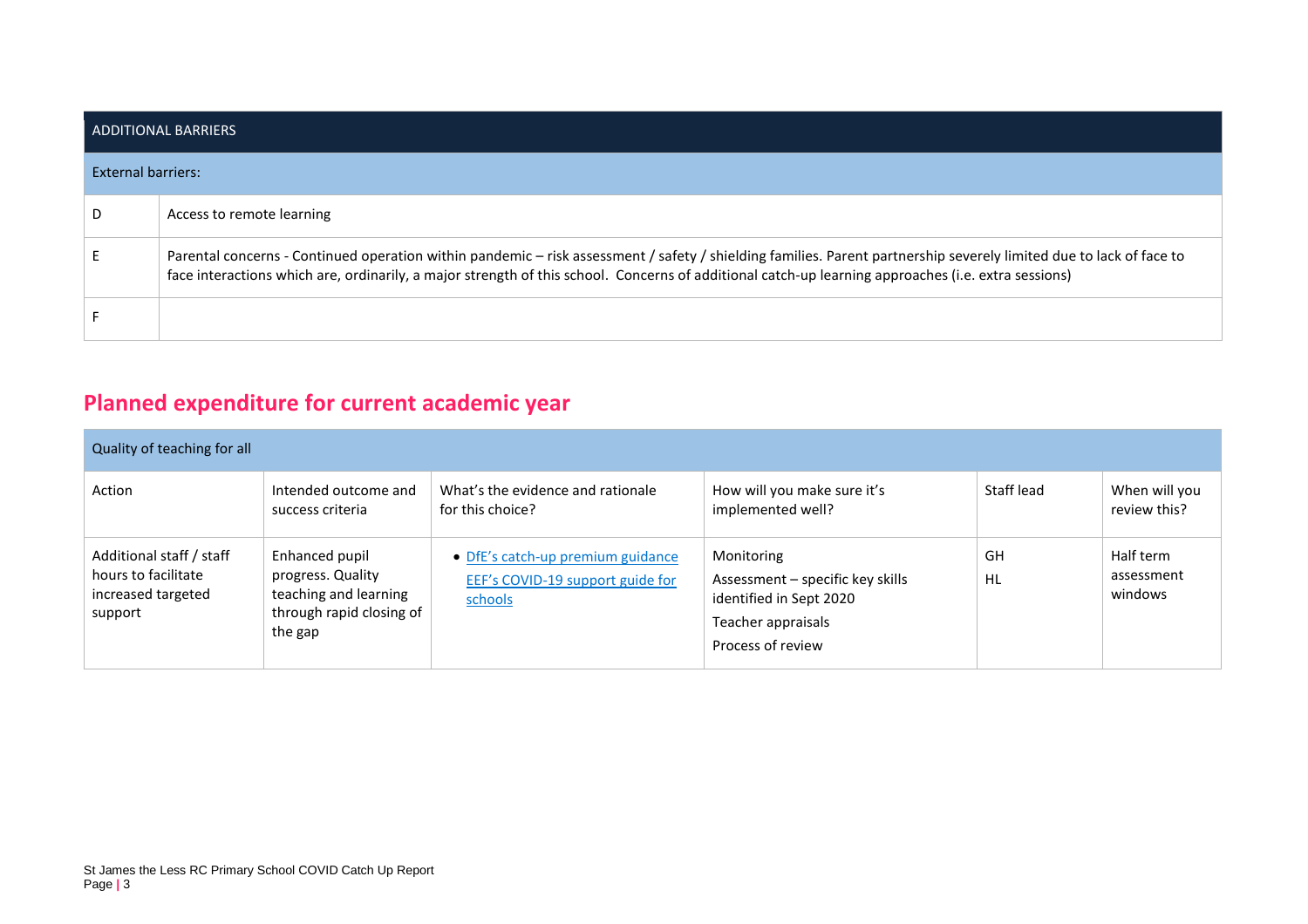| ADDITIONAL BARRIERS | |
|---|---|
| External barriers: | |
| D | Access to remote learning |
| E | Parental concerns - Continued operation within pandemic – risk assessment / safety / shielding families. Parent partnership severely limited due to lack of face to face interactions which are, ordinarily, a major strength of this school. Concerns of additional catch-up learning approaches (i.e. extra sessions) |
| F | |

## Planned expenditure for current academic year

| Quality of teaching for all | | | | | |
|---|---|---|---|---|---|
| Action | Intended outcome and success criteria | What's the evidence and rationale for this choice? | How will you make sure it's implemented well? | Staff lead | When will you review this? |
| Additional staff / staff hours to facilitate increased targeted support | Enhanced pupil progress. Quality teaching and learning through rapid closing of the gap | • DfE's catch-up premium guidance<br>EEF's COVID-19 support guide for schools | Monitoring<br>Assessment – specific key skills identified in Sept 2020<br>Teacher appraisals<br>Process of review | GH<br>HL | Half term assessment windows |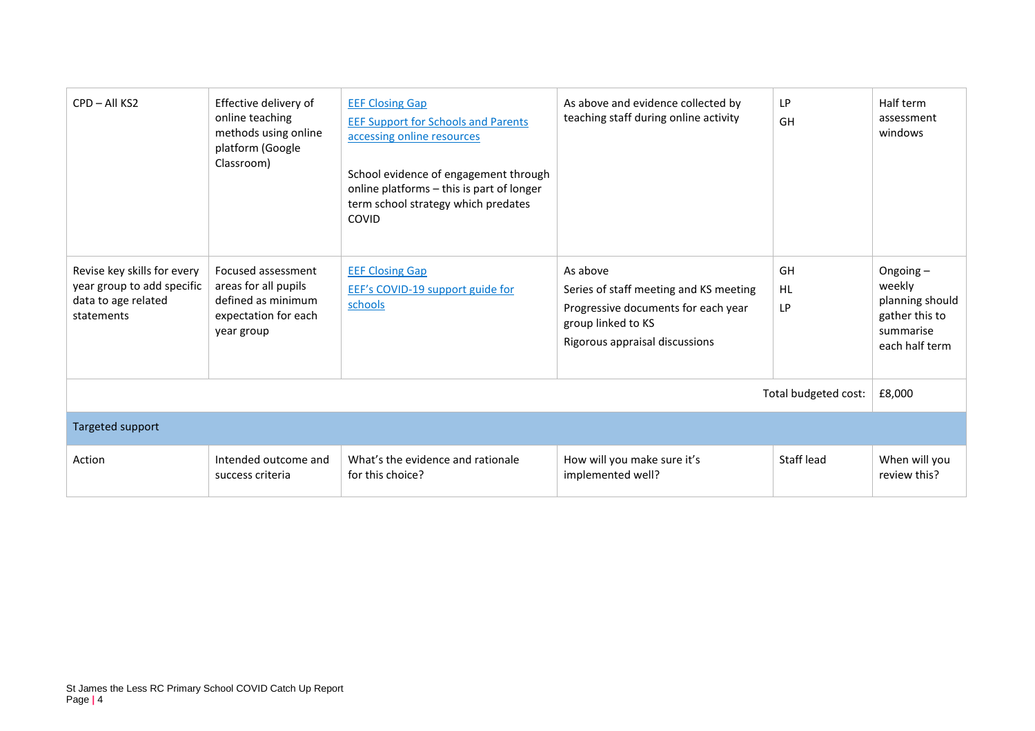| CPD – All KS2 | Effective delivery of online teaching methods using online platform (Google Classroom) | EEF Closing Gap<br>EEF Support for Schools and Parents accessing online resources<br><br>School evidence of engagement through online platforms – this is part of longer term school strategy which predates COVID | As above and evidence collected by teaching staff during online activity | LP<br>GH | Half term assessment windows |
|---|---|---|---|---|---|
| Revise key skills for every year group to add specific data to age related statements | Focused assessment areas for all pupils defined as minimum expectation for each year group | EEF Closing Gap<br>EEF's COVID-19 support guide for schools | As above<br>Series of staff meeting and KS meeting<br>Progressive documents for each year group linked to KS<br>Rigorous appraisal discussions | GH<br>HL<br>LP | Ongoing – weekly planning should gather this to summarise each half term |
| | | | | Total budgeted cost: | £8,000 |
| **Targeted support** | | | | | |
| Action | Intended outcome and success criteria | What's the evidence and rationale for this choice? | How will you make sure it's implemented well? | Staff lead | When will you review this? |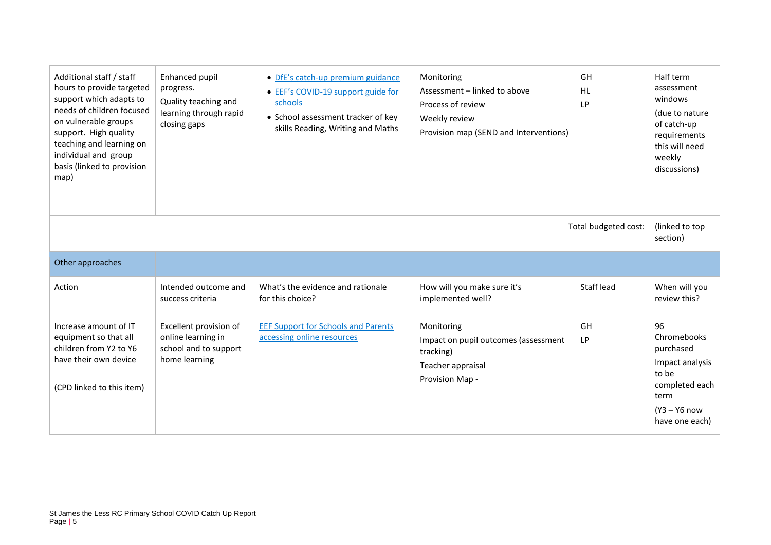| | | | | | |
|---|---|---|---|---|---|
| Additional staff / staff hours to provide targeted support which adapts to needs of children focused on vulnerable groups support. High quality teaching and learning on individual and group basis (linked to provision map) | Enhanced pupil progress.<br>Quality teaching and learning through rapid closing gaps | • DfE's catch-up premium guidance<br>• EEF's COVID-19 support guide for schools<br>• School assessment tracker of key skills Reading, Writing and Maths | Monitoring<br>Assessment – linked to above<br>Process of review<br>Weekly review<br>Provision map (SEND and Interventions) | GH<br>HL<br>LP | Half term assessment windows<br>(due to nature of catch-up requirements this will need weekly discussions) |
| | | | | | |
| | | | | Total budgeted cost: | (linked to top section) |
| Other approaches | | | | | |
| Action | Intended outcome and success criteria | What's the evidence and rationale for this choice? | How will you make sure it's implemented well? | Staff lead | When will you review this? |
| Increase amount of IT equipment so that all children from Y2 to Y6 have their own device<br><br>(CPD linked to this item) | Excellent provision of online learning in school and to support home learning | EEF Support for Schools and Parents accessing online resources | Monitoring<br>Impact on pupil outcomes (assessment tracking)<br>Teacher appraisal<br>Provision Map - | GH<br>LP | 96 Chromebooks purchased<br>Impact analysis to be completed each term<br>(Y3 – Y6 now have one each) |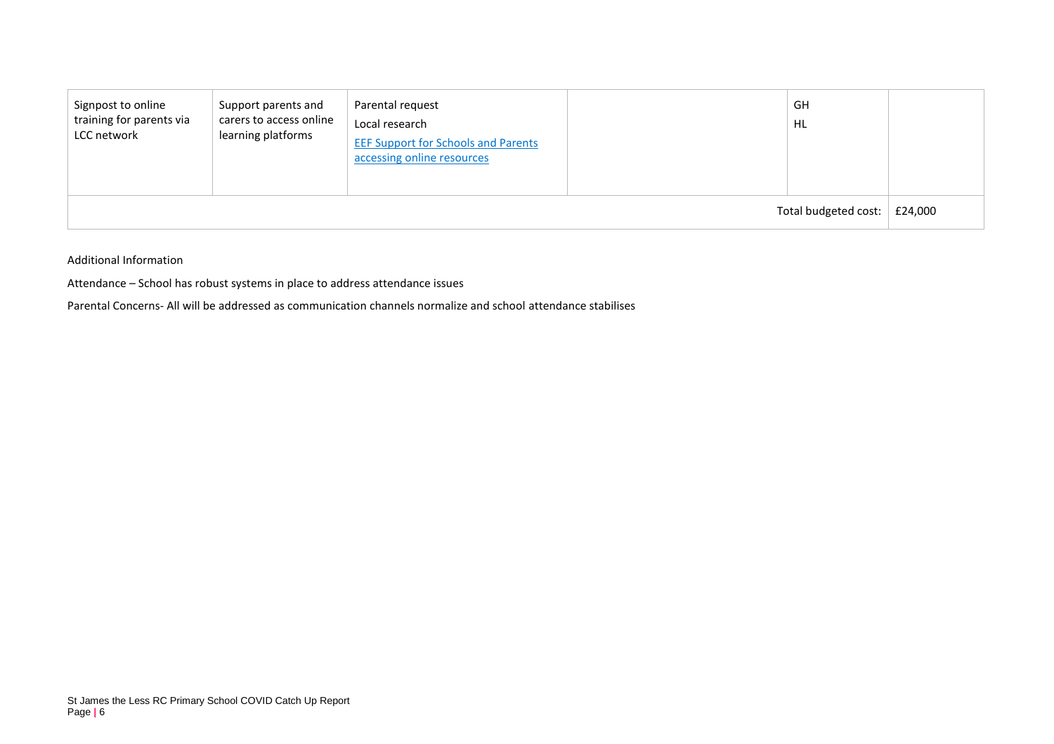| | | | | | |
|---|---|---|---|---|---|
| Signpost to online training for parents via LCC network | Support parents and carers to access online learning platforms | Parental request<br>Local research<br>[EEF Support for Schools and Parents accessing online resources]() | | GH<br>HL | |
| | | | | Total budgeted cost: | £24,000 |

Additional Information

Attendance – School has robust systems in place to address attendance issues

Parental Concerns- All will be addressed as communication channels normalize and school attendance stabilises